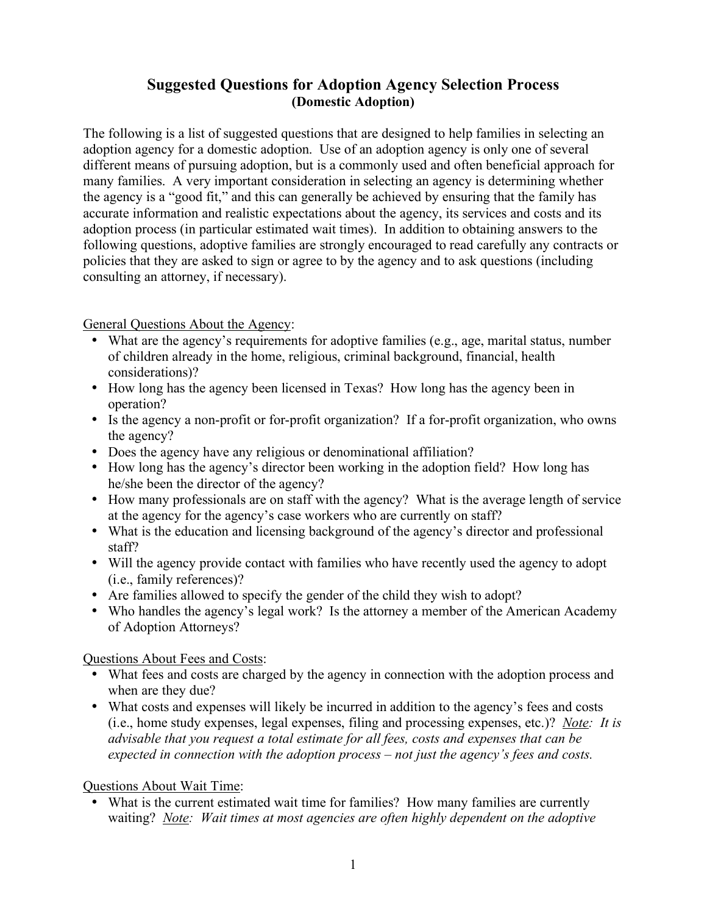# Suggested Questions for Adoption Agency Selection Process

**(Domestic Adoption)**

The following is a list of suggested questions that are designed to help families in selecting an adoption agency for a domestic adoption. Use of an adoption agency is only one of several different means of pursuing adoption, but is a commonly used and often beneficial approach for many families. A very important consideration in selecting an agency is determining whether the agency is a "good fit," and this can generally be achieved by ensuring that the family has accurate information and realistic expectations about the agency, its services and costs and its adoption process (in particular estimated wait times). In addition to obtaining answers to the following questions, adoptive families are strongly encouraged to read carefully any contracts or policies that they are asked to sign or agree to by the agency and to ask questions (including consulting an attorney, if necessary).

<u>General Questions About the Agency</u>:

- What are the agency's requirements for adoptive families (e.g., age, marital status, number of children already in the home, religious, criminal background, financial, health considerations)?
- How long has the agency been licensed in Texas? How long has the agency been in operation?
- Is the agency a non-profit or for-profit organization? If a for-profit organization, who owns the agency?
- Does the agency have any religious or denominational affiliation?
- How long has the agency's director been working in the adoption field? How long has he/she been the director of the agency?
- How many professionals are on staff with the agency? What is the average length of service at the agency for the agency's case workers who are currently on staff?
- What is the education and licensing background of the agency's director and professional staff?
- Will the agency provide contact with families who have recently used the agency to adopt (i.e., family references)?
- Are families allowed to specify the gender of the child they wish to adopt?
- Who handles the agency's legal work? Is the attorney a member of the American Academy of Adoption Attorneys?

<u>Questions About Fees and Costs</u>:

- What fees and costs are charged by the agency in connection with the adoption process and when are they due?
- What costs and expenses will likely be incurred in addition to the agency's fees and costs (i.e., home study expenses, legal expenses, filing and processing expenses, etc.)? *<u>Note</u>: It is advisable that you request a total estimate for all fees, costs and expenses that can be expected in connection with the adoption process – not just the agency's fees and costs.*

<u>Questions About Wait Time</u>:

- What is the current estimated wait time for families? How many families are currently waiting? *<u>Note</u>: Wait times at most agencies are often highly dependent on the adoptive*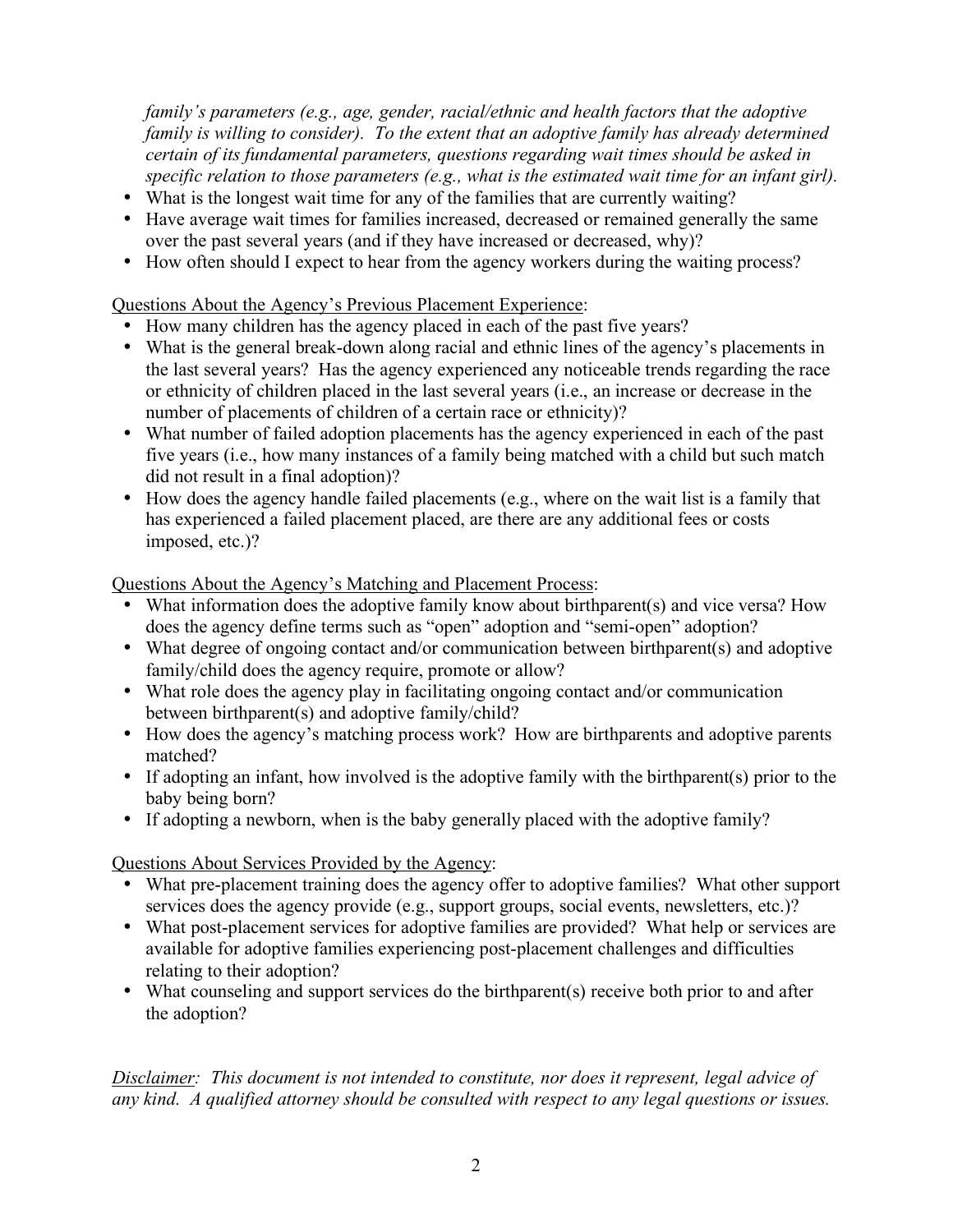*family's parameters (e.g., age, gender, racial/ethnic and health factors that the adoptive family is willing to consider). To the extent that an adoptive family has already determined certain of its fundamental parameters, questions regarding wait times should be asked in specific relation to those parameters (e.g., what is the estimated wait time for an infant girl).*

- What is the longest wait time for any of the families that are currently waiting?
- Have average wait times for families increased, decreased or remained generally the same over the past several years (and if they have increased or decreased, why)?
- How often should I expect to hear from the agency workers during the waiting process?

<u>Questions About the Agency's Previous Placement Experience</u>:

- How many children has the agency placed in each of the past five years?
- What is the general break-down along racial and ethnic lines of the agency's placements in the last several years? Has the agency experienced any noticeable trends regarding the race or ethnicity of children placed in the last several years (i.e., an increase or decrease in the number of placements of children of a certain race or ethnicity)?
- What number of failed adoption placements has the agency experienced in each of the past five years (i.e., how many instances of a family being matched with a child but such match did not result in a final adoption)?
- How does the agency handle failed placements (e.g., where on the wait list is a family that has experienced a failed placement placed, are there are any additional fees or costs imposed, etc.)?

<u>Questions About the Agency's Matching and Placement Process</u>:

- What information does the adoptive family know about birthparent(s) and vice versa? How does the agency define terms such as "open" adoption and "semi-open" adoption?
- What degree of ongoing contact and/or communication between birthparent(s) and adoptive family/child does the agency require, promote or allow?
- What role does the agency play in facilitating ongoing contact and/or communication between birthparent(s) and adoptive family/child?
- How does the agency's matching process work? How are birthparents and adoptive parents matched?
- If adopting an infant, how involved is the adoptive family with the birthparent(s) prior to the baby being born?
- If adopting a newborn, when is the baby generally placed with the adoptive family?

<u>Questions About Services Provided by the Agency</u>:

- What pre-placement training does the agency offer to adoptive families? What other support services does the agency provide (e.g., support groups, social events, newsletters, etc.)?
- What post-placement services for adoptive families are provided? What help or services are available for adoptive families experiencing post-placement challenges and difficulties relating to their adoption?
- What counseling and support services do the birthparent(s) receive both prior to and after the adoption?

*<u>Disclaimer</u>: This document is not intended to constitute, nor does it represent, legal advice of any kind. A qualified attorney should be consulted with respect to any legal questions or issues.*